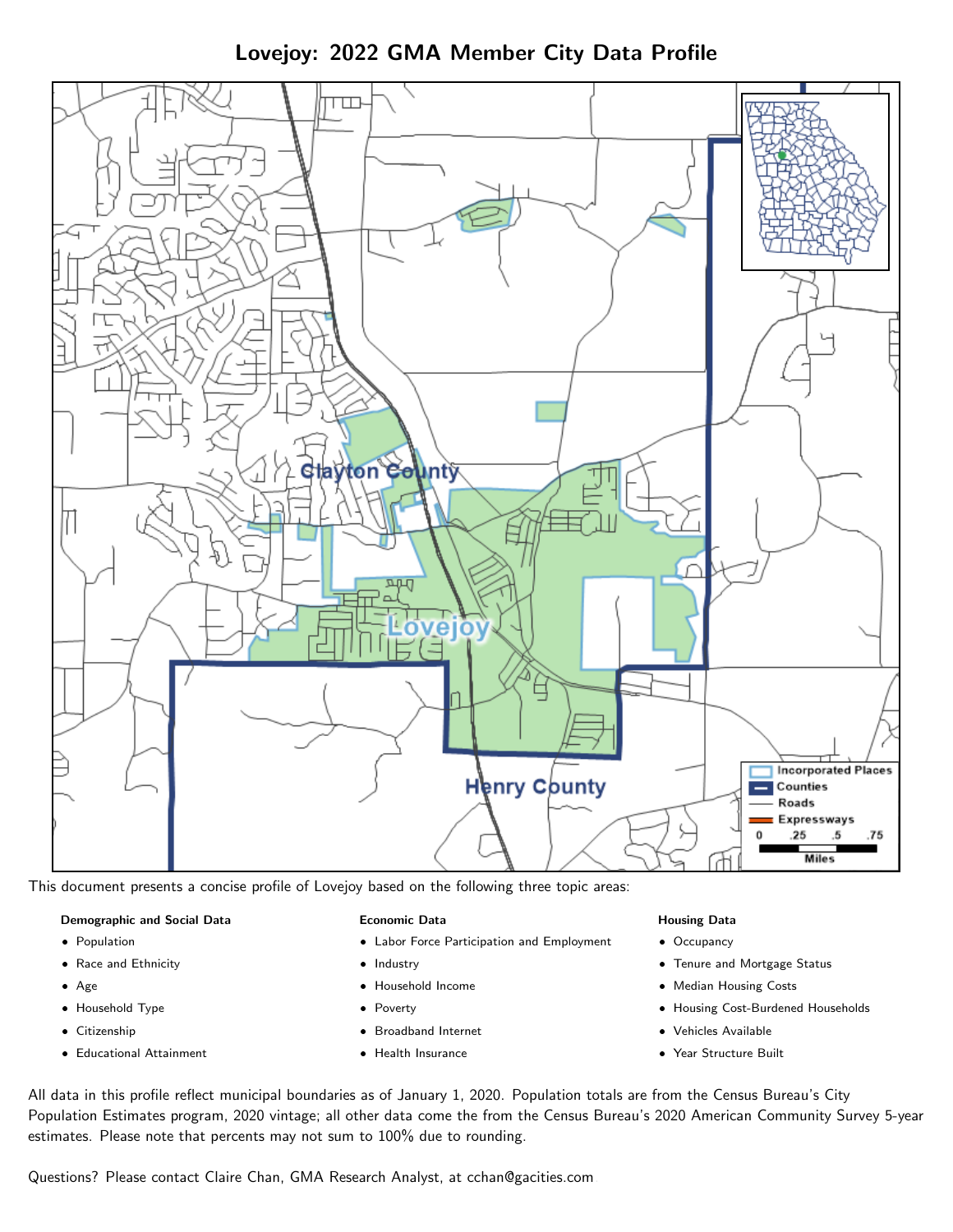# Lovejoy: 2022 GMA Member City Data Profile

Clayton County

Lovejoy

Henry County

Incorporated Places
Counties
Roads
Expressways
0 .25 .5 .75
Miles

This document presents a concise profile of Lovejoy based on the following three topic areas:

**Demographic and Social Data**

- Population
- Race and Ethnicity
- Age
- Household Type
- Citizenship
- Educational Attainment

**Economic Data**

- Labor Force Participation and Employment
- Industry
- Household Income
- Poverty
- Broadband Internet
- Health Insurance

**Housing Data**

- Occupancy
- Tenure and Mortgage Status
- Median Housing Costs
- Housing Cost-Burdened Households
- Vehicles Available
- Year Structure Built

All data in this profile reflect municipal boundaries as of January 1, 2020. Population totals are from the Census Bureau's City Population Estimates program, 2020 vintage; all other data come the from the Census Bureau's 2020 American Community Survey 5-year estimates. Please note that percents may not sum to 100% due to rounding.

Questions? Please contact Claire Chan, GMA Research Analyst, at cchan@gacities.com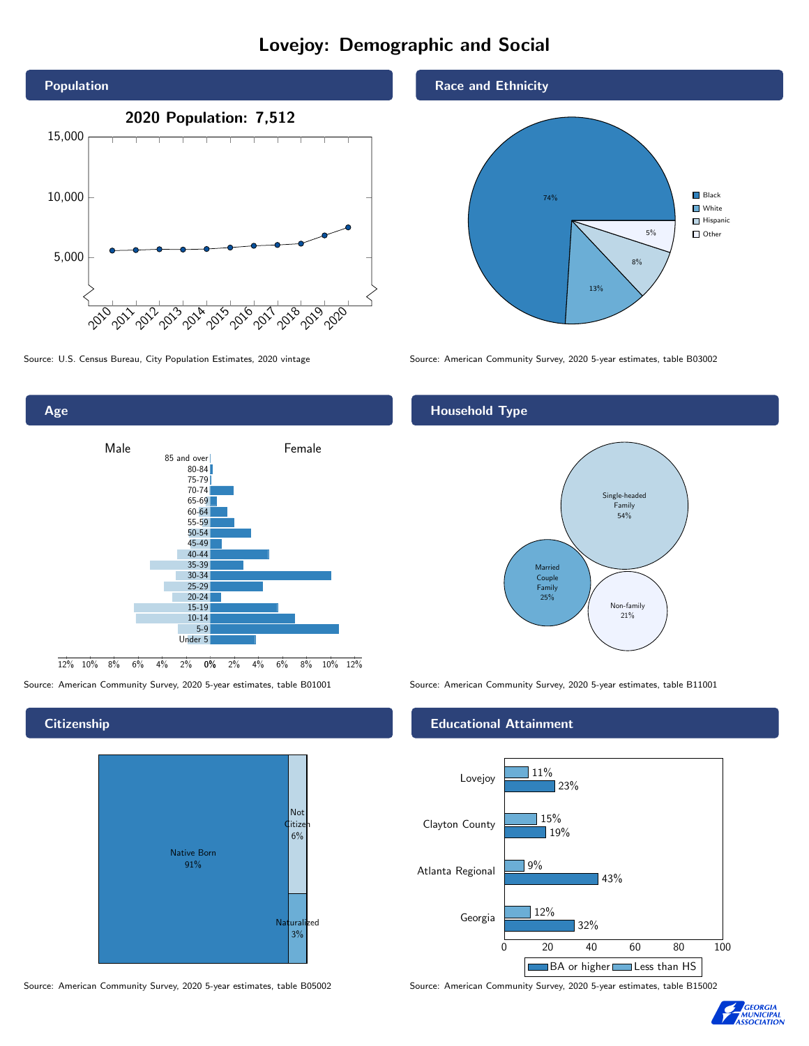# Lovejoy: Demographic and Social

## Population

2020 Population: 7,512

15,000
10,000
5,000

2010 2011 2012 2013 2014 2015 2016 2017 2018 2019 2020

Source: U.S. Census Bureau, City Population Estimates, 2020 vintage

## Race and Ethnicity

74%
13%
8%
5%

Black
White
Hispanic
Other

Source: American Community Survey, 2020 5-year estimates, table B03002

## Age

Male
Female

85 and over
80-84
75-79
70-74
65-69
60-64
55-59
50-54
45-49
40-44
35-39
30-34
25-29
20-24
15-19
10-14
5-9
Under 5

12% 10% 8% 6% 4% 2% 0% 2% 4% 6% 8% 10% 12%

Source: American Community Survey, 2020 5-year estimates, table B01001

## Household Type

Single-headed Family 54%
Married Couple Family 25%
Non-family 21%

Source: American Community Survey, 2020 5-year estimates, table B11001

## Citizenship

Native Born 91%
Not Citizen 6%
Naturalized 3%

Source: American Community Survey, 2020 5-year estimates, table B05002

## Educational Attainment

Lovejoy: 11%, 23%
Clayton County: 15%, 19%
Atlanta Regional: 9%, 43%
Georgia: 12%, 32%

0 20 40 60 80 100

BA or higher
Less than HS

Source: American Community Survey, 2020 5-year estimates, table B15002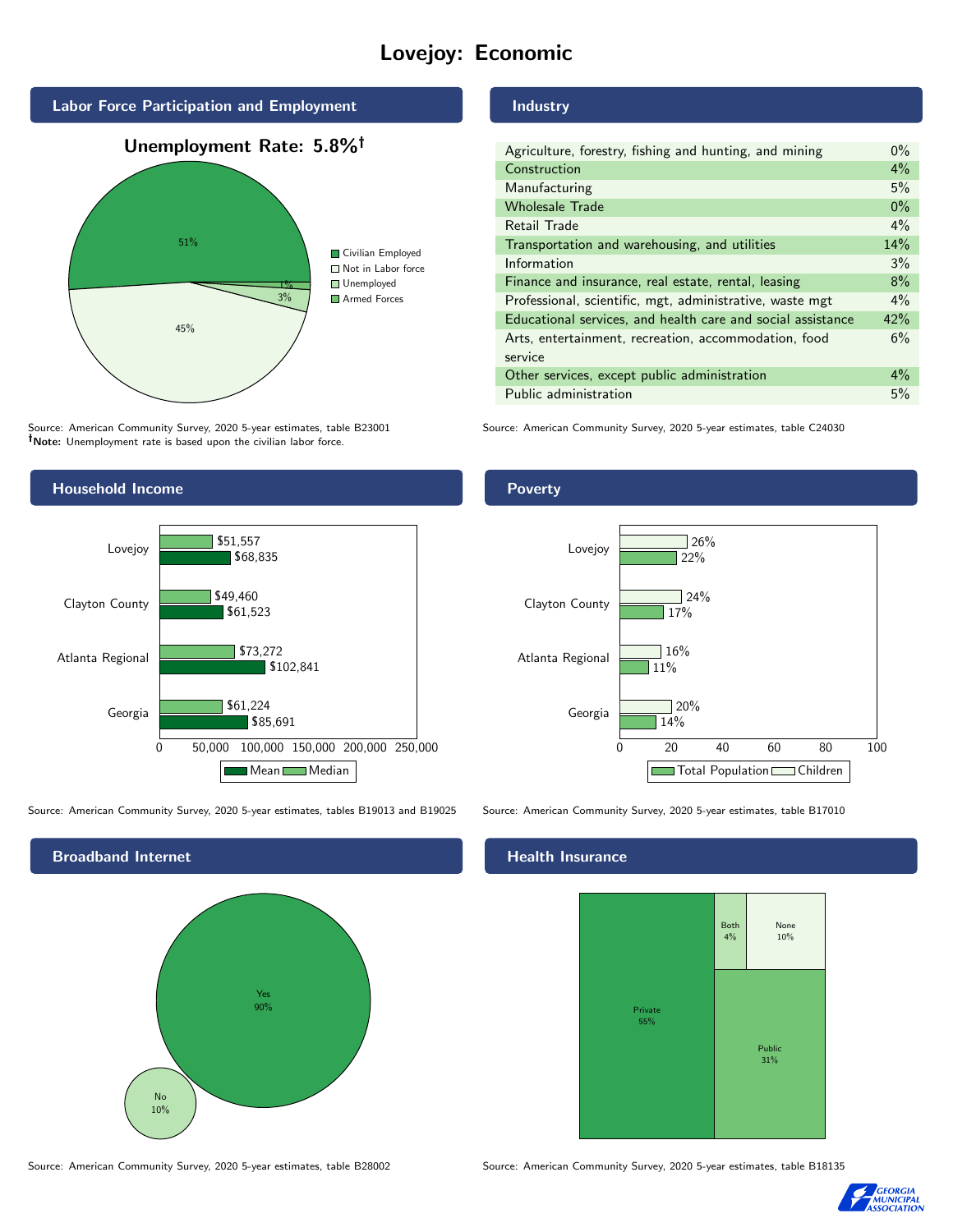# Lovejoy: Economic

## Labor Force Participation and Employment

**Unemployment Rate: 5.8%†**

51%
45%
3%
1%

Civilian Employed
Not in Labor force
Unemployed
Armed Forces

Source: American Community Survey, 2020 5-year estimates, table B23001
**†Note:** Unemployment rate is based upon the civilian labor force.

## Industry

| | |
|---|---|
| Agriculture, forestry, fishing and hunting, and mining | 0% |
| Construction | 4% |
| Manufacturing | 5% |
| Wholesale Trade | 0% |
| Retail Trade | 4% |
| Transportation and warehousing, and utilities | 14% |
| Information | 3% |
| Finance and insurance, real estate, rental, leasing | 8% |
| Professional, scientific, mgt, administrative, waste mgt | 4% |
| Educational services, and health care and social assistance | 42% |
| Arts, entertainment, recreation, accommodation, food service | 6% |
| Other services, except public administration | 4% |
| Public administration | 5% |

Source: American Community Survey, 2020 5-year estimates, table C24030

## Household Income

Lovejoy
$51,557
$68,835

Clayton County
$49,460
$61,523

Atlanta Regional
$73,272
$102,841

Georgia
$61,224
$85,691

0 50,000 100,000 150,000 200,000 250,000

Mean Median

Source: American Community Survey, 2020 5-year estimates, tables B19013 and B19025

## Poverty

Lovejoy
26%
22%

Clayton County
24%
17%

Atlanta Regional
16%
11%

Georgia
20%
14%

0 20 40 60 80 100

Total Population Children

Source: American Community Survey, 2020 5-year estimates, table B17010

## Broadband Internet

Yes
90%

No
10%

Source: American Community Survey, 2020 5-year estimates, table B28002

## Health Insurance

Private
55%

Both
4%

None
10%

Public
31%

Source: American Community Survey, 2020 5-year estimates, table B18135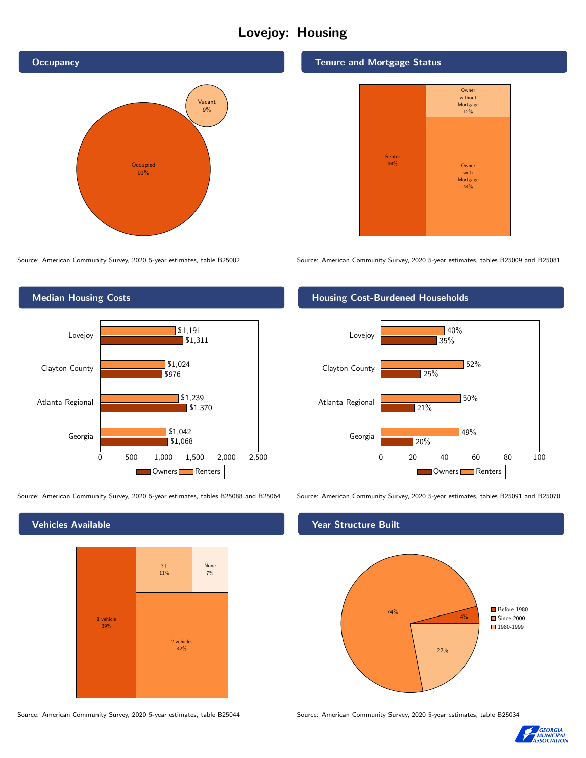# Lovejoy: Housing

## Occupancy

Vacant
9%

Occupied
91%

Source: American Community Survey, 2020 5-year estimates, table B25002

## Tenure and Mortgage Status

Owner
without
Mortgage
12%

Renter
44%

Owner
with
Mortgage
44%

Source: American Community Survey, 2020 5-year estimates, tables B25009 and B25081

## Median Housing Costs

Lovejoy
$1,191
$1,311

Clayton County
$1,024
$976

Atlanta Regional
$1,239
$1,370

Georgia
$1,042
$1,068

0 500 1,000 1,500 2,000 2,500

Owners Renters

Source: American Community Survey, 2020 5-year estimates, tables B25088 and B25064

## Housing Cost-Burdened Households

Lovejoy
40%
35%

Clayton County
52%
25%

Atlanta Regional
50%
21%

Georgia
49%
20%

0 20 40 60 80 100

Owners Renters

Source: American Community Survey, 2020 5-year estimates, tables B25091 and B25070

## Vehicles Available

1 vehicle
39%

3+
11%

None
7%

2 vehicles
42%

Source: American Community Survey, 2020 5-year estimates, table B25044

## Year Structure Built

74%

4%

22%

Before 1980
Since 2000
1980-1999

Source: American Community Survey, 2020 5-year estimates, table B25034